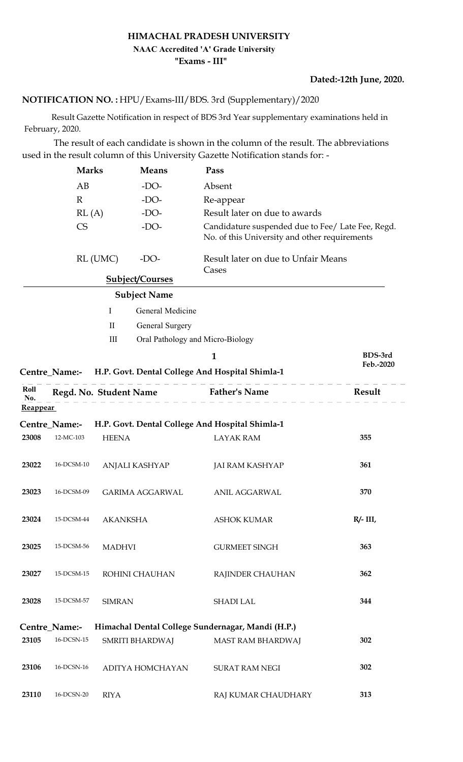# HIMACHAL PRADESH UNIVERSITY

**NAAC Accredited 'A' Grade University**

**"Exams - III"**

**Dated:-12th June, 2020.**

**NOTIFICATION NO. :** HPU/Exams-III/BDS. 3rd (Supplementary)/2020

Result Gazette Notification in respect of BDS 3rd Year supplementary examinations held in February, 2020.

The result of each candidate is shown in the column of the result. The abbreviations used in the result column of this University Gazette Notification stands for: -

| | | |
|---|---|---|
| **Marks** | **Means** | **Pass** |
| AB | -DO- | Absent |
| R | -DO- | Re-appear |
| RL (A) | -DO- | Result later on due to awards |
| CS | -DO- | Candidature suspended due to Fee/ Late Fee, Regd. No. of this University and other requirements |
| RL (UMC) | -DO- | Result later on due to Unfair Means Cases |

**Subject/Courses**

| | **Subject Name** |
|---|---|
| I | General Medicine |
| II | General Surgery |
| III | Oral Pathology and Micro-Biology |

**BDS-3rd Feb.-2020**

**Centre_Name:- H.P. Govt. Dental College And Hospital Shimla-1**

**Reappear**

| Roll No. | Regd. No. | Student Name | Father's Name | Result |
|---|---|---|---|---|
| **Centre_Name:-** | | **H.P. Govt. Dental College And Hospital Shimla-1** | | |
| 23008 | 12-MC-103 | HEENA | LAYAK RAM | 355 |
| 23022 | 16-DCSM-10 | ANJALI KASHYAP | JAI RAM KASHYAP | 361 |
| 23023 | 16-DCSM-09 | GARIMA AGGARWAL | ANIL AGGARWAL | 370 |
| 23024 | 15-DCSM-44 | AKANKSHA | ASHOK KUMAR | R/- III, |
| 23025 | 15-DCSM-56 | MADHVI | GURMEET SINGH | 363 |
| 23027 | 15-DCSM-15 | ROHINI CHAUHAN | RAJINDER CHAUHAN | 362 |
| 23028 | 15-DCSM-57 | SIMRAN | SHADI LAL | 344 |
| **Centre_Name:-** | | **Himachal Dental College Sundernagar, Mandi (H.P.)** | | |
| 23105 | 16-DCSN-15 | SMRITI BHARDWAJ | MAST RAM BHARDWAJ | 302 |
| 23106 | 16-DCSN-16 | ADITYA HOMCHAYAN | SURAT RAM NEGI | 302 |
| 23110 | 16-DCSN-20 | RIYA | RAJ KUMAR CHAUDHARY | 313 |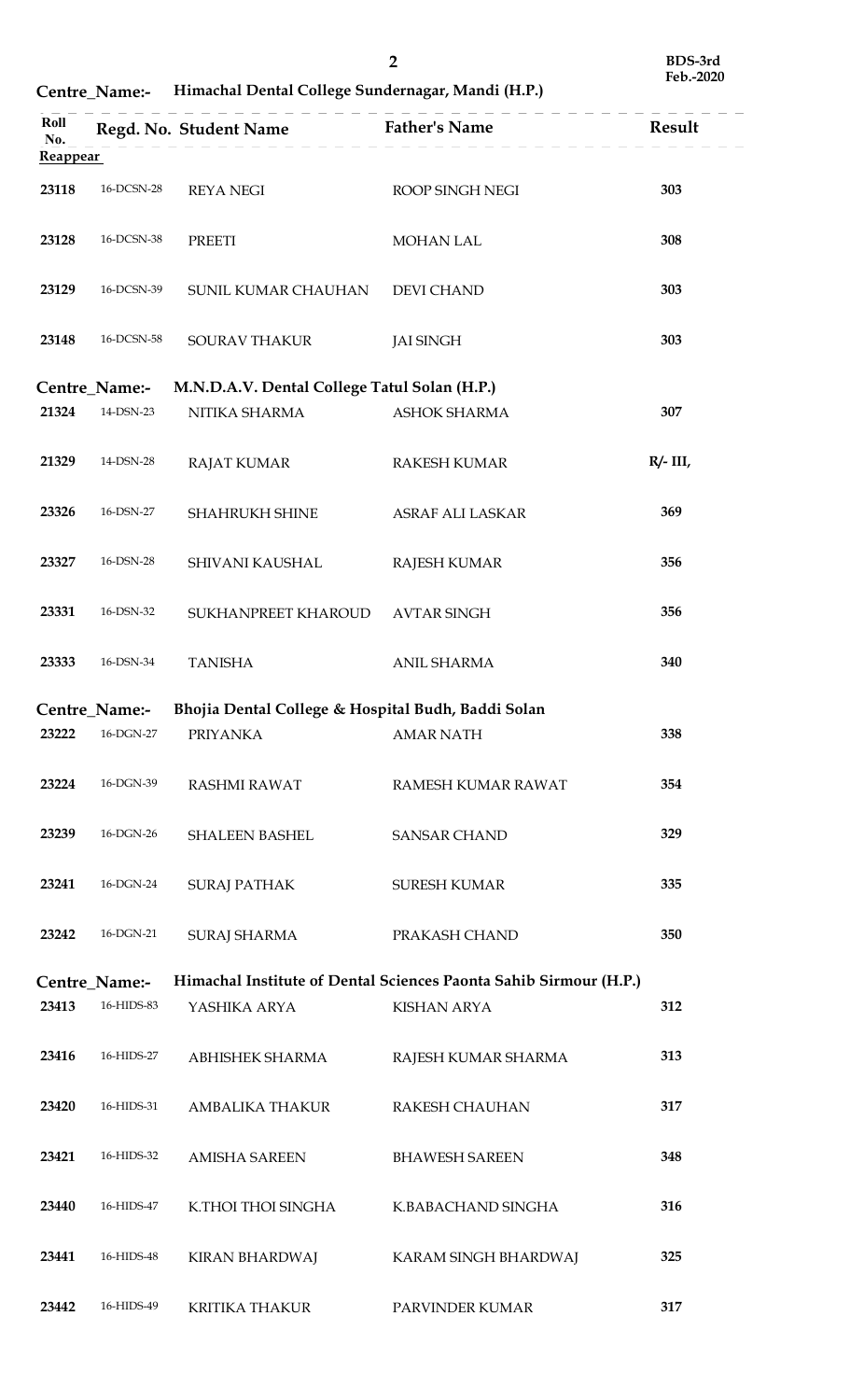BDS-3rd
Feb.-2020

Centre_Name:- Himachal Dental College Sundernagar, Mandi (H.P.)

| Roll No. | Regd. No. | Student Name | Father's Name | Result |
|---|---|---|---|---|
| **Reappear** | | | | |
| 23118 | 16-DCSN-28 | REYA NEGI | ROOP SINGH NEGI | 303 |
| 23128 | 16-DCSN-38 | PREETI | MOHAN LAL | 308 |
| 23129 | 16-DCSN-39 | SUNIL KUMAR CHAUHAN | DEVI CHAND | 303 |
| 23148 | 16-DCSN-58 | SOURAV THAKUR | JAI SINGH | 303 |

Centre_Name:- M.N.D.A.V. Dental College Tatul Solan (H.P.)

| Roll No. | Regd. No. | Student Name | Father's Name | Result |
|---|---|---|---|---|
| 21324 | 14-DSN-23 | NITIKA SHARMA | ASHOK SHARMA | 307 |
| 21329 | 14-DSN-28 | RAJAT KUMAR | RAKESH KUMAR | R/- III, |
| 23326 | 16-DSN-27 | SHAHRUKH SHINE | ASRAF ALI LASKAR | 369 |
| 23327 | 16-DSN-28 | SHIVANI KAUSHAL | RAJESH KUMAR | 356 |
| 23331 | 16-DSN-32 | SUKHANPREET KHAROUD | AVTAR SINGH | 356 |
| 23333 | 16-DSN-34 | TANISHA | ANIL SHARMA | 340 |

Centre_Name:- Bhojia Dental College & Hospital Budh, Baddi Solan

| Roll No. | Regd. No. | Student Name | Father's Name | Result |
|---|---|---|---|---|
| 23222 | 16-DGN-27 | PRIYANKA | AMAR NATH | 338 |
| 23224 | 16-DGN-39 | RASHMI RAWAT | RAMESH KUMAR RAWAT | 354 |
| 23239 | 16-DGN-26 | SHALEEN BASHEL | SANSAR CHAND | 329 |
| 23241 | 16-DGN-24 | SURAJ PATHAK | SURESH KUMAR | 335 |
| 23242 | 16-DGN-21 | SURAJ SHARMA | PRAKASH CHAND | 350 |

Centre_Name:- Himachal Institute of Dental Sciences Paonta Sahib Sirmour (H.P.)

| Roll No. | Regd. No. | Student Name | Father's Name | Result |
|---|---|---|---|---|
| 23413 | 16-HIDS-83 | YASHIKA ARYA | KISHAN ARYA | 312 |
| 23416 | 16-HIDS-27 | ABHISHEK SHARMA | RAJESH KUMAR SHARMA | 313 |
| 23420 | 16-HIDS-31 | AMBALIKA THAKUR | RAKESH CHAUHAN | 317 |
| 23421 | 16-HIDS-32 | AMISHA SAREEN | BHAWESH SAREEN | 348 |
| 23440 | 16-HIDS-47 | K.THOI THOI SINGHA | K.BABACHAND SINGHA | 316 |
| 23441 | 16-HIDS-48 | KIRAN BHARDWAJ | KARAM SINGH BHARDWAJ | 325 |
| 23442 | 16-HIDS-49 | KRITIKA THAKUR | PARVINDER KUMAR | 317 |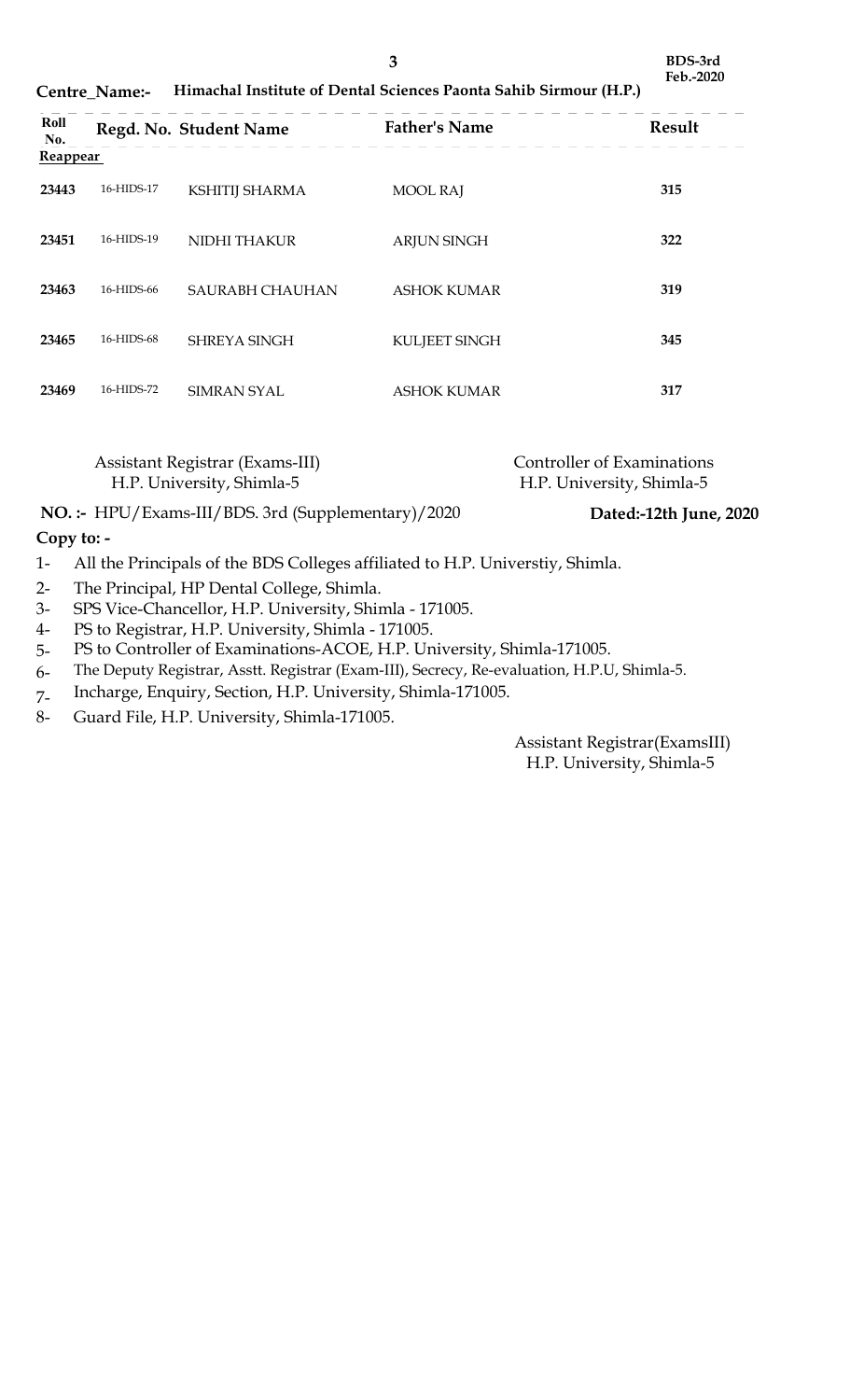**Centre_Name:- Himachal Institute of Dental Sciences Paonta Sahib Sirmour (H.P.)**

BDS-3rd Feb.-2020

| Roll No. | Regd. No. | Student Name | Father's Name | Result |
|---|---|---|---|---|
| **Reappear** | | | | |
| 23443 | 16-HIDS-17 | KSHITIJ SHARMA | MOOL RAJ | 315 |
| 23451 | 16-HIDS-19 | NIDHI THAKUR | ARJUN SINGH | 322 |
| 23463 | 16-HIDS-66 | SAURABH CHAUHAN | ASHOK KUMAR | 319 |
| 23465 | 16-HIDS-68 | SHREYA SINGH | KULJEET SINGH | 345 |
| 23469 | 16-HIDS-72 | SIMRAN SYAL | ASHOK KUMAR | 317 |

Assistant Registrar (Exams-III)
H.P. University, Shimla-5

Controller of Examinations
H.P. University, Shimla-5

**NO. :-** HPU/Exams-III/BDS. 3rd (Supplementary)/2020 **Dated:-12th June, 2020**

**Copy to: -**

1- All the Principals of the BDS Colleges affiliated to H.P. Universtiy, Shimla.
2- The Principal, HP Dental College, Shimla.
3- SPS Vice-Chancellor, H.P. University, Shimla - 171005.
4- PS to Registrar, H.P. University, Shimla - 171005.
5- PS to Controller of Examinations-ACOE, H.P. University, Shimla-171005.
6- The Deputy Registrar, Asstt. Registrar (Exam-III), Secrecy, Re-evaluation, H.P.U, Shimla-5.
7- Incharge, Enquiry, Section, H.P. University, Shimla-171005.
8- Guard File, H.P. University, Shimla-171005.

Assistant Registrar(ExamsIII)
H.P. University, Shimla-5